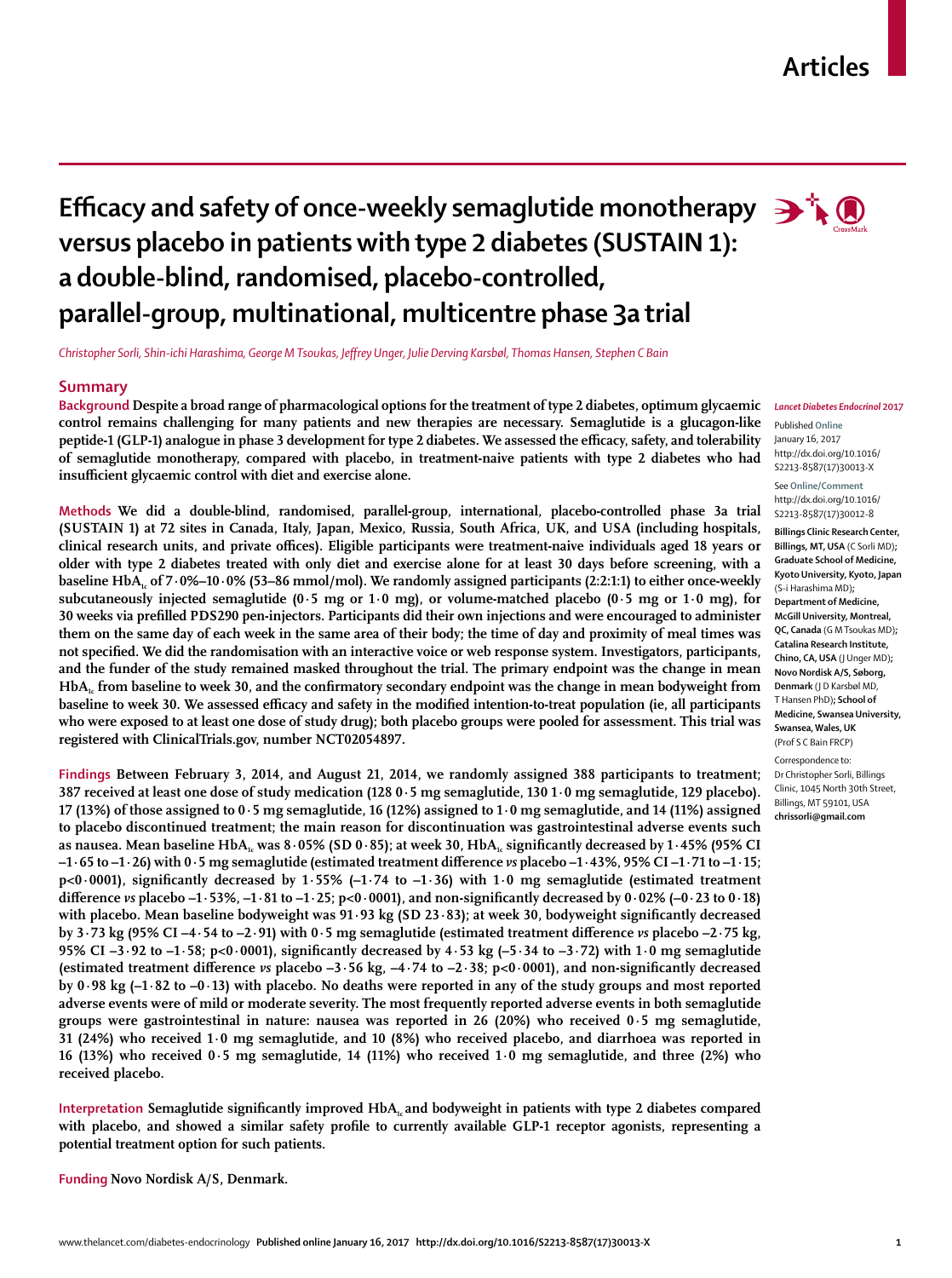# Efficacy and safety of once-weekly semaglutide monotherapy versus placebo in patients with type 2 diabetes (SUSTAIN 1): a double-blind, randomised, placebo-controlled, parallel-group, multinational, multicentre phase 3a trial

*Christopher Sorli, Shin-ichi Harashima, George M Tsoukas, Jeffrey Unger, Julie Derving Karsbøl, Thomas Hansen, Stephen C Bain*

## Summary

**Background** Despite a broad range of pharmacological options for the treatment of type 2 diabetes, optimum glycaemic control remains challenging for many patients and new therapies are necessary. Semaglutide is a glucagon-like peptide-1 (GLP-1) analogue in phase 3 development for type 2 diabetes. We assessed the efficacy, safety, and tolerability of semaglutide monotherapy, compared with placebo, in treatment-naive patients with type 2 diabetes who had insufficient glycaemic control with diet and exercise alone.

**Methods** We did a double-blind, randomised, parallel-group, international, placebo-controlled phase 3a trial (SUSTAIN 1) at 72 sites in Canada, Italy, Japan, Mexico, Russia, South Africa, UK, and USA (including hospitals, clinical research units, and private offices). Eligible participants were treatment-naive individuals aged 18 years or older with type 2 diabetes treated with only diet and exercise alone for at least 30 days before screening, with a baseline $HbA_{1c}$ of 7·0%–10·0% (53–86 mmol/mol). We randomly assigned participants (2:2:1:1) to either once-weekly subcutaneously injected semaglutide (0·5 mg or 1·0 mg), or volume-matched placebo (0·5 mg or 1·0 mg), for 30 weeks via prefilled PDS290 pen-injectors. Participants did their own injections and were encouraged to administer them on the same day of each week in the same area of their body; the time of day and proximity of meal times was not specified. We did the randomisation with an interactive voice or web response system. Investigators, participants, and the funder of the study remained masked throughout the trial. The primary endpoint was the change in mean $HbA_{1c}$ from baseline to week 30, and the confirmatory secondary endpoint was the change in mean bodyweight from baseline to week 30. We assessed efficacy and safety in the modified intention-to-treat population (ie, all participants who were exposed to at least one dose of study drug); both placebo groups were pooled for assessment. This trial was registered with ClinicalTrials.gov, number NCT02054897.

**Findings** Between February 3, 2014, and August 21, 2014, we randomly assigned 388 participants to treatment; 387 received at least one dose of study medication (128 0·5 mg semaglutide, 130 1·0 mg semaglutide, 129 placebo). 17 (13%) of those assigned to 0·5 mg semaglutide, 16 (12%) assigned to 1·0 mg semaglutide, and 14 (11%) assigned to placebo discontinued treatment; the main reason for discontinuation was gastrointestinal adverse events such as nausea. Mean baseline $HbA_{1c}$ was 8·05% (SD 0·85); at week 30, $HbA_{1c}$ significantly decreased by 1·45% (95% CI –1·65 to –1·26) with 0·5 mg semaglutide (estimated treatment difference *vs* placebo –1·43%, 95% CI –1·71 to –1·15; p<0·0001), significantly decreased by 1·55% (–1·74 to –1·36) with 1·0 mg semaglutide (estimated treatment difference *vs* placebo –1·53%, –1·81 to –1·25; p<0·0001), and non-significantly decreased by 0·02% (–0·23 to 0·18) with placebo. Mean baseline bodyweight was 91·93 kg (SD 23·83); at week 30, bodyweight significantly decreased by 3·73 kg (95% CI –4·54 to –2·91) with 0·5 mg semaglutide (estimated treatment difference *vs* placebo –2·75 kg, 95% CI –3·92 to –1·58; p<0·0001), significantly decreased by 4·53 kg (–5·34 to –3·72) with 1·0 mg semaglutide (estimated treatment difference *vs* placebo –3·56 kg, –4·74 to –2·38; p<0·0001), and non-significantly decreased by 0·98 kg (–1·82 to –0·13) with placebo. No deaths were reported in any of the study groups and most reported adverse events were of mild or moderate severity. The most frequently reported adverse events in both semaglutide groups were gastrointestinal in nature: nausea was reported in 26 (20%) who received 0·5 mg semaglutide, 31 (24%) who received 1·0 mg semaglutide, and 10 (8%) who received placebo, and diarrhoea was reported in 16 (13%) who received 0·5 mg semaglutide, 14 (11%) who received 1·0 mg semaglutide, and three (2%) who received placebo.

**Interpretation** Semaglutide significantly improved $HbA_{1c}$ and bodyweight in patients with type 2 diabetes compared with placebo, and showed a similar safety profile to currently available GLP-1 receptor agonists, representing a potential treatment option for such patients.

**Funding** Novo Nordisk A/S, Denmark.

*Lancet Diabetes Endocrinol* 2017

Published Online January 16, 2017 http://dx.doi.org/10.1016/S2213-8587(17)30013-X

See Online/Comment http://dx.doi.org/10.1016/S2213-8587(17)30012-8

**Billings Clinic Research Center, Billings, MT, USA** (C Sorli MD)**; Graduate School of Medicine, Kyoto University, Kyoto, Japan** (S-i Harashima MD)**; Department of Medicine, McGill University, Montreal, QC, Canada** (G M Tsoukas MD)**; Catalina Research Institute, Chino, CA, USA** (J Unger MD)**; Novo Nordisk A/S, Søborg, Denmark** (J D Karsbøl MD, T Hansen PhD)**; School of Medicine, Swansea University, Swansea, Wales, UK** (Prof S C Bain FRCP)

Correspondence to: Dr Christopher Sorli, Billings Clinic, 1045 North 30th Street, Billings, MT 59101, USA **chrissorli@gmail.com**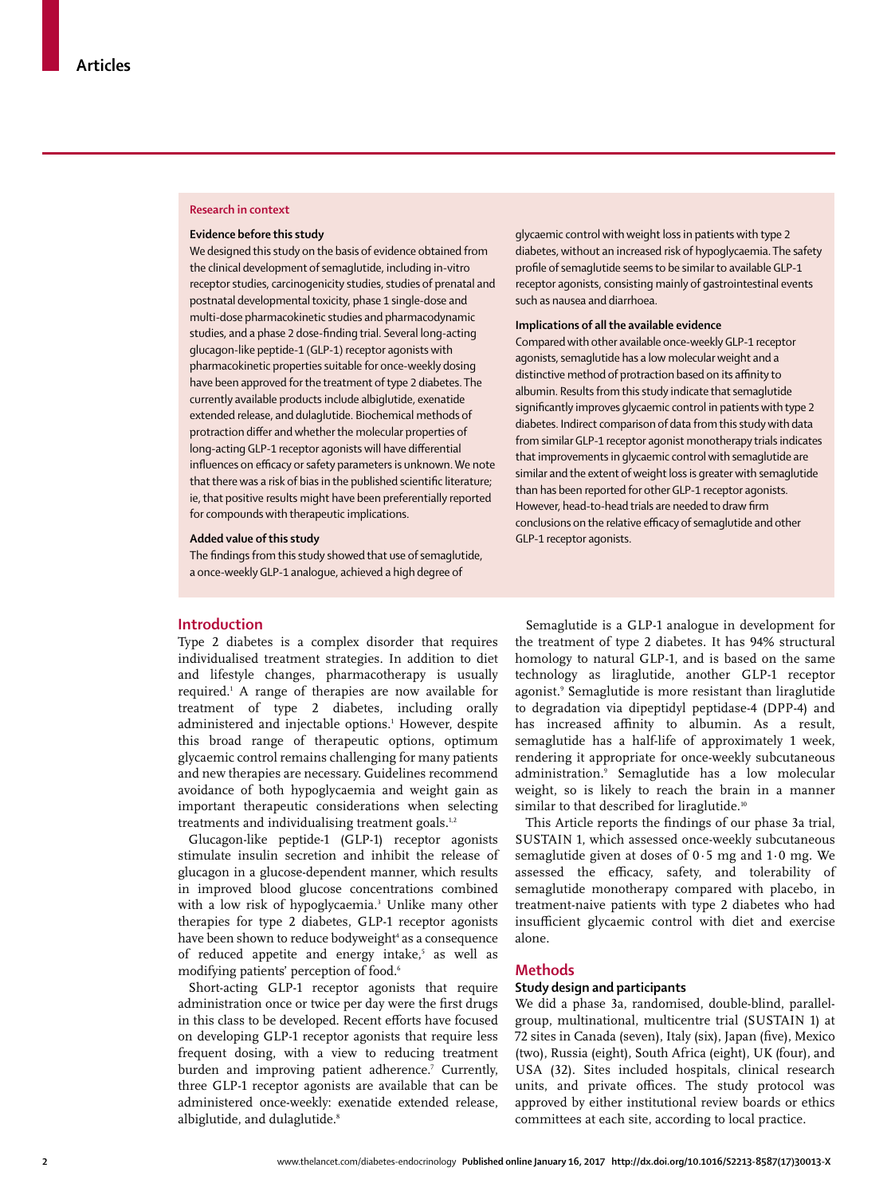## Research in context

**Evidence before this study**

We designed this study on the basis of evidence obtained from the clinical development of semaglutide, including in-vitro receptor studies, carcinogenicity studies, studies of prenatal and postnatal developmental toxicity, phase 1 single-dose and multi-dose pharmacokinetic studies and pharmacodynamic studies, and a phase 2 dose-finding trial. Several long-acting glucagon-like peptide-1 (GLP-1) receptor agonists with pharmacokinetic properties suitable for once-weekly dosing have been approved for the treatment of type 2 diabetes. The currently available products include albiglutide, exenatide extended release, and dulaglutide. Biochemical methods of protraction differ and whether the molecular properties of long-acting GLP-1 receptor agonists will have differential influences on efficacy or safety parameters is unknown. We note that there was a risk of bias in the published scientific literature; ie, that positive results might have been preferentially reported for compounds with therapeutic implications.

**Added value of this study**

The findings from this study showed that use of semaglutide, a once-weekly GLP-1 analogue, achieved a high degree of glycaemic control with weight loss in patients with type 2 diabetes, without an increased risk of hypoglycaemia. The safety profile of semaglutide seems to be similar to available GLP-1 receptor agonists, consisting mainly of gastrointestinal events such as nausea and diarrhoea.

**Implications of all the available evidence**

Compared with other available once-weekly GLP-1 receptor agonists, semaglutide has a low molecular weight and a distinctive method of protraction based on its affinity to albumin. Results from this study indicate that semaglutide significantly improves glycaemic control in patients with type 2 diabetes. Indirect comparison of data from this study with data from similar GLP-1 receptor agonist monotherapy trials indicates that improvements in glycaemic control with semaglutide are similar and the extent of weight loss is greater with semaglutide than has been reported for other GLP-1 receptor agonists. However, head-to-head trials are needed to draw firm conclusions on the relative efficacy of semaglutide and other GLP-1 receptor agonists.

## Introduction

Type 2 diabetes is a complex disorder that requires individualised treatment strategies. In addition to diet and lifestyle changes, pharmacotherapy is usually required.[1] A range of therapies are now available for treatment of type 2 diabetes, including orally administered and injectable options.[1] However, despite this broad range of therapeutic options, optimum glycaemic control remains challenging for many patients and new therapies are necessary. Guidelines recommend avoidance of both hypoglycaemia and weight gain as important therapeutic considerations when selecting treatments and individualising treatment goals.[1,2]

Glucagon-like peptide-1 (GLP-1) receptor agonists stimulate insulin secretion and inhibit the release of glucagon in a glucose-dependent manner, which results in improved blood glucose concentrations combined with a low risk of hypoglycaemia.[3] Unlike many other therapies for type 2 diabetes, GLP-1 receptor agonists have been shown to reduce bodyweight[4] as a consequence of reduced appetite and energy intake,[5] as well as modifying patients' perception of food.[6]

Short-acting GLP-1 receptor agonists that require administration once or twice per day were the first drugs in this class to be developed. Recent efforts have focused on developing GLP-1 receptor agonists that require less frequent dosing, with a view to reducing treatment burden and improving patient adherence.[7] Currently, three GLP-1 receptor agonists are available that can be administered once-weekly: exenatide extended release, albiglutide, and dulaglutide.[8]

Semaglutide is a GLP-1 analogue in development for the treatment of type 2 diabetes. It has 94% structural homology to natural GLP-1, and is based on the same technology as liraglutide, another GLP-1 receptor agonist.[9] Semaglutide is more resistant than liraglutide to degradation via dipeptidyl peptidase-4 (DPP-4) and has increased affinity to albumin. As a result, semaglutide has a half-life of approximately 1 week, rendering it appropriate for once-weekly subcutaneous administration.[9] Semaglutide has a low molecular weight, so is likely to reach the brain in a manner similar to that described for liraglutide.[10]

This Article reports the findings of our phase 3a trial, SUSTAIN 1, which assessed once-weekly subcutaneous semaglutide given at doses of 0·5 mg and 1·0 mg. We assessed the efficacy, safety, and tolerability of semaglutide monotherapy compared with placebo, in treatment-naive patients with type 2 diabetes who had insufficient glycaemic control with diet and exercise alone.

## Methods

### Study design and participants

We did a phase 3a, randomised, double-blind, parallel-group, multinational, multicentre trial (SUSTAIN 1) at 72 sites in Canada (seven), Italy (six), Japan (five), Mexico (two), Russia (eight), South Africa (eight), UK (four), and USA (32). Sites included hospitals, clinical research units, and private offices. The study protocol was approved by either institutional review boards or ethics committees at each site, according to local practice.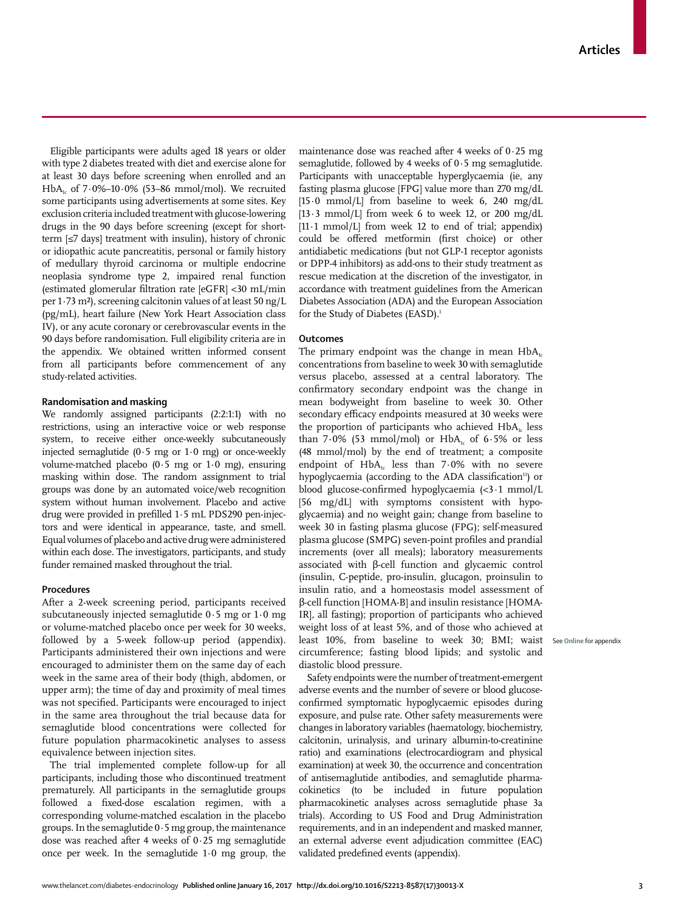Eligible participants were adults aged 18 years or older with type 2 diabetes treated with diet and exercise alone for at least 30 days before screening when enrolled and an $HbA_{1c}$ of 7·0%–10·0% (53–86 mmol/mol). We recruited some participants using advertisements at some sites. Key exclusion criteria included treatment with glucose-lowering drugs in the 90 days before screening (except for short-term [≤7 days] treatment with insulin), history of chronic or idiopathic acute pancreatitis, personal or family history of medullary thyroid carcinoma or multiple endocrine neoplasia syndrome type 2, impaired renal function (estimated glomerular filtration rate [eGFR] <30 mL/min per 1·73 m²), screening calcitonin values of at least 50 ng/L (pg/mL), heart failure (New York Heart Association class IV), or any acute coronary or cerebrovascular events in the 90 days before randomisation. Full eligibility criteria are in the appendix. We obtained written informed consent from all participants before commencement of any study-related activities.

### Randomisation and masking

We randomly assigned participants (2:2:1:1) with no restrictions, using an interactive voice or web response system, to receive either once-weekly subcutaneously injected semaglutide (0·5 mg or 1·0 mg) or once-weekly volume-matched placebo (0·5 mg or 1·0 mg), ensuring masking within dose. The random assignment to trial groups was done by an automated voice/web recognition system without human involvement. Placebo and active drug were provided in prefilled 1·5 mL PDS290 pen-injectors and were identical in appearance, taste, and smell. Equal volumes of placebo and active drug were administered within each dose. The investigators, participants, and study funder remained masked throughout the trial.

### Procedures

After a 2-week screening period, participants received subcutaneously injected semaglutide 0·5 mg or 1·0 mg or volume-matched placebo once per week for 30 weeks, followed by a 5-week follow-up period (appendix). Participants administered their own injections and were encouraged to administer them on the same day of each week in the same area of their body (thigh, abdomen, or upper arm); the time of day and proximity of meal times was not specified. Participants were encouraged to inject in the same area throughout the trial because data for semaglutide blood concentrations were collected for future population pharmacokinetic analyses to assess equivalence between injection sites.

The trial implemented complete follow-up for all participants, including those who discontinued treatment prematurely. All participants in the semaglutide groups followed a fixed-dose escalation regimen, with a corresponding volume-matched escalation in the placebo groups. In the semaglutide 0·5 mg group, the maintenance dose was reached after 4 weeks of 0·25 mg semaglutide once per week. In the semaglutide 1·0 mg group, the maintenance dose was reached after 4 weeks of 0·25 mg semaglutide, followed by 4 weeks of 0·5 mg semaglutide. Participants with unacceptable hyperglycaemia (ie, any fasting plasma glucose [FPG] value more than 270 mg/dL [15·0 mmol/L] from baseline to week 6, 240 mg/dL [13·3 mmol/L] from week 6 to week 12, or 200 mg/dL [11·1 mmol/L] from week 12 to end of trial; appendix) could be offered metformin (first choice) or other antidiabetic medications (but not GLP-1 receptor agonists or DPP-4 inhibitors) as add-ons to their study treatment as rescue medication at the discretion of the investigator, in accordance with treatment guidelines from the American Diabetes Association (ADA) and the European Association for the Study of Diabetes (EASD).[1]

### Outcomes

The primary endpoint was the change in mean $HbA_{1c}$ concentrations from baseline to week 30 with semaglutide versus placebo, assessed at a central laboratory. The confirmatory secondary endpoint was the change in mean bodyweight from baseline to week 30. Other secondary efficacy endpoints measured at 30 weeks were the proportion of participants who achieved $HbA_{1c}$ less than 7·0% (53 mmol/mol) or $HbA_{1c}$ of 6·5% or less (48 mmol/mol) by the end of treatment; a composite endpoint of $HbA_{1c}$ less than 7·0% with no severe hypoglycaemia (according to the ADA classification[11]) or blood glucose-confirmed hypoglycaemia (<3·1 mmol/L [56 mg/dL] with symptoms consistent with hypoglycaemia) and no weight gain; change from baseline to week 30 in fasting plasma glucose (FPG); self-measured plasma glucose (SMPG) seven-point profiles and prandial increments (over all meals); laboratory measurements associated with β-cell function and glycaemic control (insulin, C-peptide, pro-insulin, glucagon, proinsulin to insulin ratio, and a homeostasis model assessment of β-cell function [HOMA-B] and insulin resistance [HOMA-IR], all fasting); proportion of participants who achieved weight loss of at least 5%, and of those who achieved at least 10%, from baseline to week 30; BMI; waist circumference; fasting blood lipids; and systolic and diastolic blood pressure.

See Online for appendix

Safety endpoints were the number of treatment-emergent adverse events and the number of severe or blood glucose-confirmed symptomatic hypoglycaemic episodes during exposure, and pulse rate. Other safety measurements were changes in laboratory variables (haematology, biochemistry, calcitonin, urinalysis, and urinary albumin-to-creatinine ratio) and examinations (electrocardiogram and physical examination) at week 30, the occurrence and concentration of antisemaglutide antibodies, and semaglutide pharmacokinetics (to be included in future population pharmacokinetic analyses across semaglutide phase 3a trials). According to US Food and Drug Administration requirements, and in an independent and masked manner, an external adverse event adjudication committee (EAC) validated predefined events (appendix).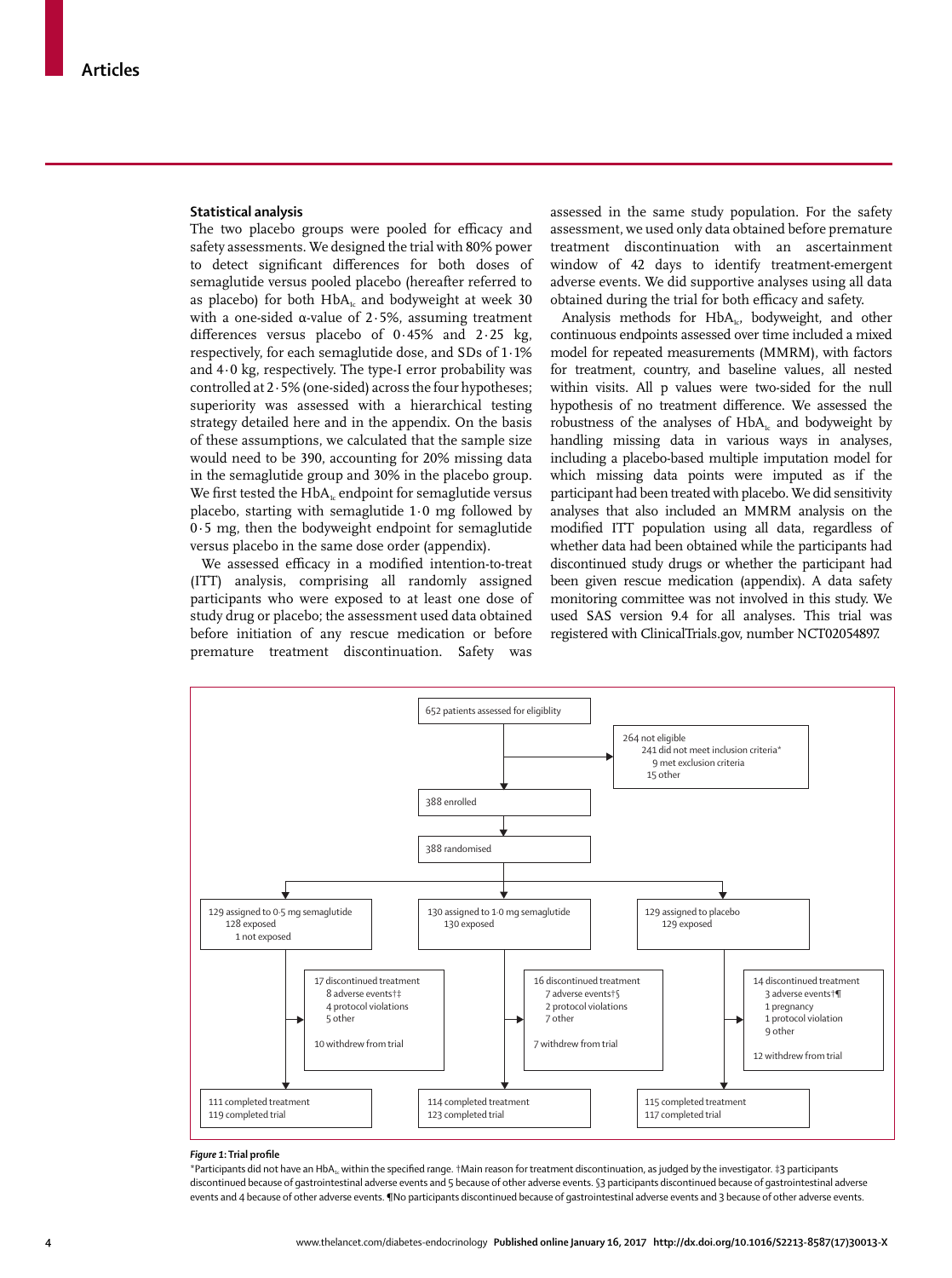### Statistical analysis

The two placebo groups were pooled for efficacy and safety assessments. We designed the trial with 80% power to detect significant differences for both doses of semaglutide versus pooled placebo (hereafter referred to as placebo) for both $HbA_{1c}$ and bodyweight at week 30 with a one-sided α-value of 2·5%, assuming treatment differences versus placebo of 0·45% and 2·25 kg, respectively, for each semaglutide dose, and SDs of 1·1% and 4·0 kg, respectively. The type-I error probability was controlled at 2·5% (one-sided) across the four hypotheses; superiority was assessed with a hierarchical testing strategy detailed here and in the appendix. On the basis of these assumptions, we calculated that the sample size would need to be 390, accounting for 20% missing data in the semaglutide group and 30% in the placebo group. We first tested the $HbA_{1c}$ endpoint for semaglutide versus placebo, starting with semaglutide 1·0 mg followed by 0·5 mg, then the bodyweight endpoint for semaglutide versus placebo in the same dose order (appendix).

We assessed efficacy in a modified intention-to-treat (ITT) analysis, comprising all randomly assigned participants who were exposed to at least one dose of study drug or placebo; the assessment used data obtained before initiation of any rescue medication or before premature treatment discontinuation. Safety was assessed in the same study population. For the safety assessment, we used only data obtained before premature treatment discontinuation with an ascertainment window of 42 days to identify treatment-emergent adverse events. We did supportive analyses using all data obtained during the trial for both efficacy and safety.

Analysis methods for $HbA_{1c}$, bodyweight, and other continuous endpoints assessed over time included a mixed model for repeated measurements (MMRM), with factors for treatment, country, and baseline values, all nested within visits. All p values were two-sided for the null hypothesis of no treatment difference. We assessed the robustness of the analyses of $HbA_{1c}$ and bodyweight by handling missing data in various ways in analyses, including a placebo-based multiple imputation model for which missing data points were imputed as if the participant had been treated with placebo. We did sensitivity analyses that also included an MMRM analysis on the modified ITT population using all data, regardless of whether data had been obtained while the participants had discontinued study drugs or whether the participant had been given rescue medication (appendix). A data safety monitoring committee was not involved in this study. We used SAS version 9.4 for all analyses. This trial was registered with ClinicalTrials.gov, number NCT02054897.

652 patients assessed for eligiblity

264 not eligible
- 241 did not meet inclusion criteria*
- 9 met exclusion criteria
- 15 other

388 enrolled

388 randomised

| 129 assigned to 0·5 mg semaglutide<br>128 exposed<br>1 not exposed | 130 assigned to 1·0 mg semaglutide<br>130 exposed | 129 assigned to placebo<br>129 exposed |
|---|---|---|
| 17 discontinued treatment<br>8 adverse events†‡<br>4 protocol violations<br>5 other<br><br>10 withdrew from trial | 16 discontinued treatment<br>7 adverse events†§<br>2 protocol violations<br>7 other<br><br>7 withdrew from trial | 14 discontinued treatment<br>3 adverse events†¶<br>1 pregnancy<br>1 protocol violation<br>9 other<br><br>12 withdrew from trial |
| 111 completed treatment<br>119 completed trial | 114 completed treatment<br>123 completed trial | 115 completed treatment<br>117 completed trial |

***Figure 1:* Trial profile**

*Participants did not have an $HbA_{1c}$ within the specified range. †Main reason for treatment discontinuation, as judged by the investigator. ‡3 participants discontinued because of gastrointestinal adverse events and 5 because of other adverse events. §3 participants discontinued because of gastrointestinal adverse events and 4 because of other adverse events. ¶No participants discontinued because of gastrointestinal adverse events and 3 because of other adverse events.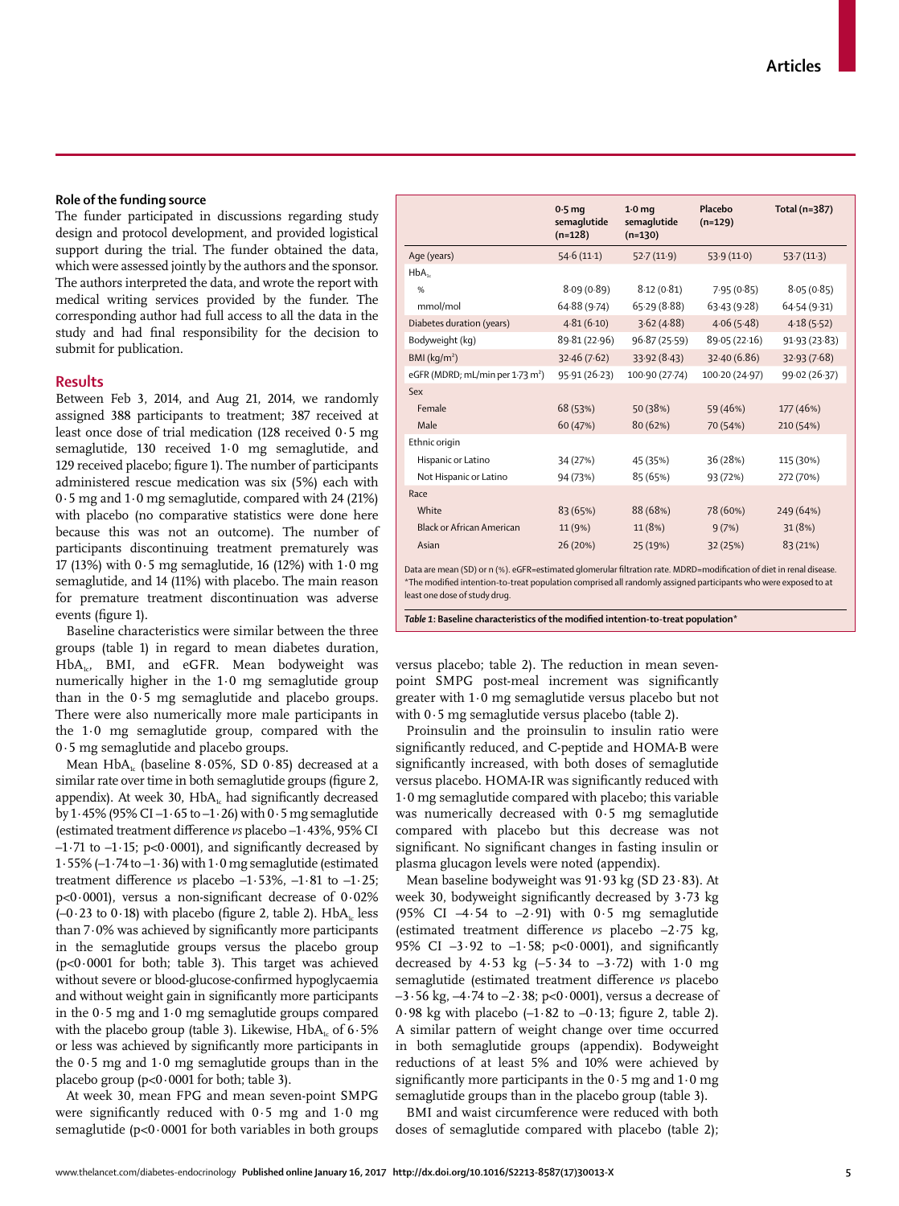## Role of the funding source

The funder participated in discussions regarding study design and protocol development, and provided logistical support during the trial. The funder obtained the data, which were assessed jointly by the authors and the sponsor. The authors interpreted the data, and wrote the report with medical writing services provided by the funder. The corresponding author had full access to all the data in the study and had final responsibility for the decision to submit for publication.

## Results

Between Feb 3, 2014, and Aug 21, 2014, we randomly assigned 388 participants to treatment; 387 received at least once dose of trial medication (128 received 0·5 mg semaglutide, 130 received 1·0 mg semaglutide, and 129 received placebo; figure 1). The number of participants administered rescue medication was six (5%) each with 0·5 mg and 1·0 mg semaglutide, compared with 24 (21%) with placebo (no comparative statistics were done here because this was not an outcome). The number of participants discontinuing treatment prematurely was 17 (13%) with 0·5 mg semaglutide, 16 (12%) with 1·0 mg semaglutide, and 14 (11%) with placebo. The main reason for premature treatment discontinuation was adverse events (figure 1).

Baseline characteristics were similar between the three groups (table 1) in regard to mean diabetes duration, $HbA_{1c}$, BMI, and eGFR. Mean bodyweight was numerically higher in the 1·0 mg semaglutide group than in the 0·5 mg semaglutide and placebo groups. There were also numerically more male participants in the 1·0 mg semaglutide group, compared with the 0·5 mg semaglutide and placebo groups.

| | 0·5 mg semaglutide (n=128) | 1·0 mg semaglutide (n=130) | Placebo (n=129) | Total (n=387) |
|---|---|---|---|---|
| Age (years) | 54·6 (11·1) | 52·7 (11·9) | 53·9 (11·0) | 53·7 (11·3) |
| $HbA_{1c}$ | | | | |
| % | 8·09 (0·89) | 8·12 (0·81) | 7·95 (0·85) | 8·05 (0·85) |
| mmol/mol | 64·88 (9·74) | 65·29 (8·88) | 63·43 (9·28) | 64·54 (9·31) |
| Diabetes duration (years) | 4·81 (6·10) | 3·62 (4·88) | 4·06 (5·48) | 4·18 (5·52) |
| Bodyweight (kg) | 89·81 (22·96) | 96·87 (25·59) | 89·05 (22·16) | 91·93 (23·83) |
| BMI (kg/m²) | 32·46 (7·62) | 33·92 (8·43) | 32·40 (6·86) | 32·93 (7·68) |
| eGFR (MDRD; mL/min per 1·73 m²) | 95·91 (26·23) | 100·90 (27·74) | 100·20 (24·97) | 99·02 (26·37) |
| Sex | | | | |
| Female | 68 (53%) | 50 (38%) | 59 (46%) | 177 (46%) |
| Male | 60 (47%) | 80 (62%) | 70 (54%) | 210 (54%) |
| Ethnic origin | | | | |
| Hispanic or Latino | 34 (27%) | 45 (35%) | 36 (28%) | 115 (30%) |
| Not Hispanic or Latino | 94 (73%) | 85 (65%) | 93 (72%) | 272 (70%) |
| Race | | | | |
| White | 83 (65%) | 88 (68%) | 78 (60%) | 249 (64%) |
| Black or African American | 11 (9%) | 11 (8%) | 9 (7%) | 31 (8%) |
| Asian | 26 (20%) | 25 (19%) | 32 (25%) | 83 (21%) |

Data are mean (SD) or n (%). eGFR=estimated glomerular filtration rate. MDRD=modification of diet in renal disease. *The modified intention-to-treat population comprised all randomly assigned participants who were exposed to at least one dose of study drug.

***Table 1*: Baseline characteristics of the modified intention-to-treat population***

Mean $HbA_{1c}$ (baseline 8·05%, SD 0·85) decreased at a similar rate over time in both semaglutide groups (figure 2, appendix). At week 30, $HbA_{1c}$ had significantly decreased by 1·45% (95% CI –1·65 to –1·26) with 0·5 mg semaglutide (estimated treatment difference *vs* placebo –1·43%, 95% CI –1·71 to –1·15; p<0·0001), and significantly decreased by 1·55% (–1·74 to –1·36) with 1·0 mg semaglutide (estimated treatment difference *vs* placebo –1·53%, –1·81 to –1·25; p<0·0001), versus a non-significant decrease of 0·02% (–0·23 to 0·18) with placebo (figure 2, table 2). $HbA_{1c}$ less than 7·0% was achieved by significantly more participants in the semaglutide groups versus the placebo group (p<0·0001 for both; table 3). This target was achieved without severe or blood-glucose-confirmed hypoglycaemia and without weight gain in significantly more participants in the 0·5 mg and 1·0 mg semaglutide groups compared with the placebo group (table 3). Likewise, $HbA_{1c}$ of 6·5% or less was achieved by significantly more participants in the 0·5 mg and 1·0 mg semaglutide groups than in the placebo group (p<0·0001 for both; table 3).

At week 30, mean FPG and mean seven-point SMPG were significantly reduced with 0·5 mg and 1·0 mg semaglutide (p<0·0001 for both variables in both groups versus placebo; table 2). The reduction in mean seven-point SMPG post-meal increment was significantly greater with 1·0 mg semaglutide versus placebo but not with 0·5 mg semaglutide versus placebo (table 2).

Proinsulin and the proinsulin to insulin ratio were significantly reduced, and C-peptide and HOMA-B were significantly increased, with both doses of semaglutide versus placebo. HOMA-IR was significantly reduced with 1·0 mg semaglutide compared with placebo; this variable was numerically decreased with 0·5 mg semaglutide compared with placebo but this decrease was not significant. No significant changes in fasting insulin or plasma glucagon levels were noted (appendix).

Mean baseline bodyweight was 91·93 kg (SD 23·83). At week 30, bodyweight significantly decreased by 3·73 kg (95% CI –4·54 to –2·91) with 0·5 mg semaglutide (estimated treatment difference *vs* placebo –2·75 kg, 95% CI –3·92 to –1·58; p<0·0001), and significantly decreased by 4·53 kg (–5·34 to –3·72) with 1·0 mg semaglutide (estimated treatment difference *vs* placebo –3·56 kg, –4·74 to –2·38; p<0·0001), versus a decrease of 0·98 kg with placebo (–1·82 to –0·13; figure 2, table 2). A similar pattern of weight change over time occurred in both semaglutide groups (appendix). Bodyweight reductions of at least 5% and 10% were achieved by significantly more participants in the 0·5 mg and 1·0 mg semaglutide groups than in the placebo group (table 3).

BMI and waist circumference were reduced with both doses of semaglutide compared with placebo (table 2);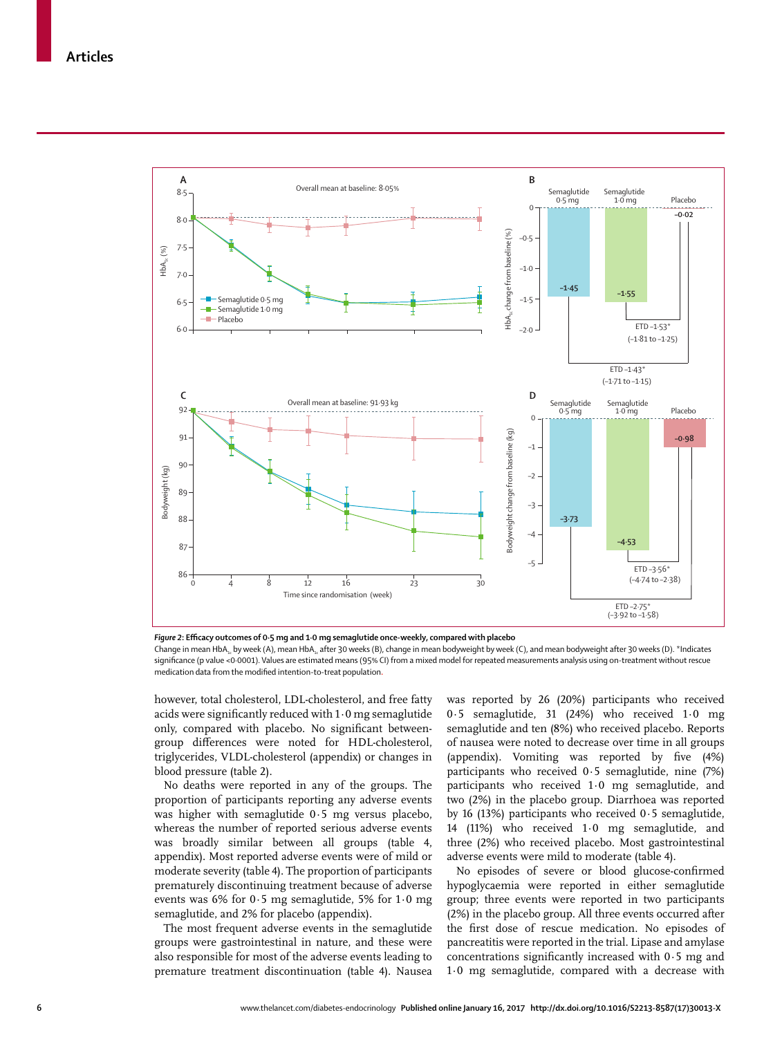*Figure 2*: **Efficacy outcomes of 0·5 mg and 1·0 mg semaglutide once-weekly, compared with placebo**

Change in mean $HbA_{1c}$ by week (A), mean $HbA_{1c}$ after 30 weeks (B), change in mean bodyweight by week (C), and mean bodyweight after 30 weeks (D). *Indicates significance (p value <0·0001). Values are estimated means (95% CI) from a mixed model for repeated measurements analysis using on-treatment without rescue medication data from the modified intention-to-treat population.

however, total cholesterol, LDL-cholesterol, and free fatty acids were significantly reduced with 1·0 mg semaglutide only, compared with placebo. No significant between-group differences were noted for HDL-cholesterol, triglycerides, VLDL-cholesterol (appendix) or changes in blood pressure (table 2).

No deaths were reported in any of the groups. The proportion of participants reporting any adverse events was higher with semaglutide 0·5 mg versus placebo, whereas the number of reported serious adverse events was broadly similar between all groups (table 4, appendix). Most reported adverse events were of mild or moderate severity (table 4). The proportion of participants prematurely discontinuing treatment because of adverse events was 6% for 0·5 mg semaglutide, 5% for 1·0 mg semaglutide, and 2% for placebo (appendix).

The most frequent adverse events in the semaglutide groups were gastrointestinal in nature, and these were also responsible for most of the adverse events leading to premature treatment discontinuation (table 4). Nausea was reported by 26 (20%) participants who received 0·5 semaglutide, 31 (24%) who received 1·0 mg semaglutide and ten (8%) who received placebo. Reports of nausea were noted to decrease over time in all groups (appendix). Vomiting was reported by five (4%) participants who received 0·5 semaglutide, nine (7%) participants who received 1·0 mg semaglutide, and two (2%) in the placebo group. Diarrhoea was reported by 16 (13%) participants who received 0·5 semaglutide, 14 (11%) who received 1·0 mg semaglutide, and three (2%) who received placebo. Most gastrointestinal adverse events were mild to moderate (table 4).

No episodes of severe or blood glucose-confirmed hypoglycaemia were reported in either semaglutide group; three events were reported in two participants (2%) in the placebo group. All three events occurred after the first dose of rescue medication. No episodes of pancreatitis were reported in the trial. Lipase and amylase concentrations significantly increased with 0·5 mg and 1·0 mg semaglutide, compared with a decrease with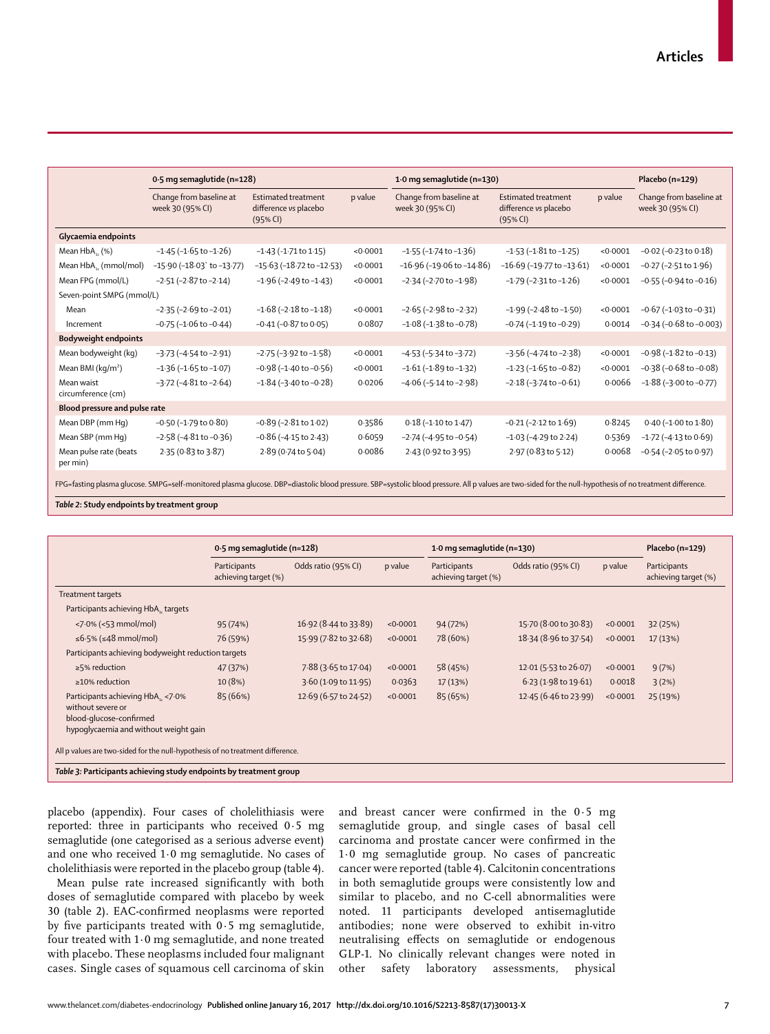| | 0·5 mg semaglutide (n=128) | | | 1·0 mg semaglutide (n=130) | | | Placebo (n=129) |
|---|---|---|---|---|---|---|---|
| | Change from baseline at week 30 (95% CI) | Estimated treatment difference vs placebo (95% CI) | p value | Change from baseline at week 30 (95% CI) | Estimated treatment difference vs placebo (95% CI) | p value | Change from baseline at week 30 (95% CI) |
| **Glycaemia endpoints** | | | | | | | |
| Mean $HbA_{1c}$ (%) | −1·45 (−1·65 to −1·26) | −1·43 (−1·71 to 1·15) | <0·0001 | −1·55 (−1·74 to −1·36) | −1·53 (−1·81 to −1·25) | <0·0001 | −0·02 (−0·23 to 0·18) |
| Mean $HbA_{1c}$ (mmol/mol) | −15·90 (−18·03` to −13·77) | −15·63 (−18·72 to −12·53) | <0·0001 | −16·96 (−19·06 to −14·86) | −16·69 (−19·77 to −13·61) | <0·0001 | −0·27 (−2·51 to 1·96) |
| Mean FPG (mmol/L) | −2·51 (−2·87 to −2·14) | −1·96 (−2·49 to −1·43) | <0·0001 | −2·34 (−2·70 to −1·98) | −1·79 (−2·31 to −1·26) | <0·0001 | −0·55 (−0·94 to −0·16) |
| Seven-point SMPG (mmol/L) | | | | | | | |
| Mean | −2·35 (−2·69 to −2·01) | −1·68 (−2·18 to −1·18) | <0·0001 | −2·65 (−2·98 to −2·32) | −1·99 (−2·48 to −1·50) | <0·0001 | −0·67 (−1·03 to −0·31) |
| Increment | −0·75 (−1·06 to −0·44) | −0·41 (−0·87 to 0·05) | 0·0807 | −1·08 (−1·38 to −0·78) | −0·74 (−1·19 to −0·29) | 0·0014 | −0·34 (−0·68 to −0·003) |
| **Bodyweight endpoints** | | | | | | | |
| Mean bodyweight (kg) | −3·73 (−4·54 to −2·91) | −2·75 (−3·92 to −1·58) | <0·0001 | −4·53 (−5·34 to −3·72) | −3·56 (−4·74 to −2·38) | <0·0001 | −0·98 (−1·82 to −0·13) |
| Mean BMI (kg/m²) | −1·36 (−1·65 to −1·07) | −0·98 (−1·40 to −0·56) | <0·0001 | −1·61 (−1·89 to −1·32) | −1·23 (−1·65 to −0·82) | <0·0001 | −0·38 (−0·68 to −0·08) |
| Mean waist circumference (cm) | −3·72 (−4·81 to −2·64) | −1·84 (−3·40 to −0·28) | 0·0206 | −4·06 (−5·14 to −2·98) | −2·18 (−3·74 to −0·61) | 0·0066 | −1·88 (−3·00 to −0·77) |
| **Blood pressure and pulse rate** | | | | | | | |
| Mean DBP (mm Hg) | −0·50 (−1·79 to 0·80) | −0·89 (−2·81 to 1·02) | 0·3586 | 0·18 (−1·10 to 1·47) | −0·21 (−2·12 to 1·69) | 0·8245 | 0·40 (−1·00 to 1·80) |
| Mean SBP (mm Hg) | −2·58 (−4·81 to −0·36) | −0·86 (−4·15 to 2·43) | 0·6059 | −2·74 (−4·95 to −0·54) | −1·03 (−4·29 to 2·24) | 0·5369 | −1·72 (−4·13 to 0·69) |
| Mean pulse rate (beats per min) | 2·35 (0·83 to 3·87) | 2·89 (0·74 to 5·04) | 0·0086 | 2·43 (0·92 to 3·95) | 2·97 (0·83 to 5·12) | 0·0068 | −0·54 (−2·05 to 0·97) |

FPG=fasting plasma glucose. SMPG=self-monitored plasma glucose. DBP=diastolic blood pressure. SBP=systolic blood pressure. All p values are two-sided for the null-hypothesis of no treatment difference.

*Table 2:* **Study endpoints by treatment group**

| | 0·5 mg semaglutide (n=128) | | | 1·0 mg semaglutide (n=130) | | | Placebo (n=129) |
|---|---|---|---|---|---|---|---|
| | Participants achieving target (%) | Odds ratio (95% CI) | p value | Participants achieving target (%) | Odds ratio (95% CI) | p value | Participants achieving target (%) |
| Treatment targets | | | | | | | |
| Participants achieving $HbA_{1c}$ targets | | | | | | | |
| <7·0% (<53 mmol/mol) | 95 (74%) | 16·92 (8·44 to 33·89) | <0·0001 | 94 (72%) | 15·70 (8·00 to 30·83) | <0·0001 | 32 (25%) |
| ≤6·5% (≤48 mmol/mol) | 76 (59%) | 15·99 (7·82 to 32·68) | <0·0001 | 78 (60%) | 18·34 (8·96 to 37·54) | <0·0001 | 17 (13%) |
| Participants achieving bodyweight reduction targets | | | | | | | |
| ≥5% reduction | 47 (37%) | 7·88 (3·65 to 17·04) | <0·0001 | 58 (45%) | 12·01 (5·53 to 26·07) | <0·0001 | 9 (7%) |
| ≥10% reduction | 10 (8%) | 3·60 (1·09 to 11·95) | 0·0363 | 17 (13%) | 6·23 (1·98 to 19·61) | 0·0018 | 3 (2%) |
| Participants achieving $HbA_{1c}$ <7·0% without severe or blood-glucose-confirmed hypoglycaemia and without weight gain | 85 (66%) | 12·69 (6·57 to 24·52) | <0·0001 | 85 (65%) | 12·45 (6·46 to 23·99) | <0·0001 | 25 (19%) |

All p values are two-sided for the null-hypothesis of no treatment difference.

*Table 3:* **Participants achieving study endpoints by treatment group**

placebo (appendix). Four cases of cholelithiasis were reported: three in participants who received 0·5 mg semaglutide (one categorised as a serious adverse event) and one who received 1·0 mg semaglutide. No cases of cholelithiasis were reported in the placebo group (table 4).

Mean pulse rate increased significantly with both doses of semaglutide compared with placebo by week 30 (table 2). EAC-confirmed neoplasms were reported by five participants treated with 0·5 mg semaglutide, four treated with 1·0 mg semaglutide, and none treated with placebo. These neoplasms included four malignant cases. Single cases of squamous cell carcinoma of skin and breast cancer were confirmed in the 0·5 mg semaglutide group, and single cases of basal cell carcinoma and prostate cancer were confirmed in the 1·0 mg semaglutide group. No cases of pancreatic cancer were reported (table 4). Calcitonin concentrations in both semaglutide groups were consistently low and similar to placebo, and no C-cell abnormalities were noted. 11 participants developed antisemaglutide antibodies; none were observed to exhibit in-vitro neutralising effects on semaglutide or endogenous GLP-1. No clinically relevant changes were noted in other safety laboratory assessments, physical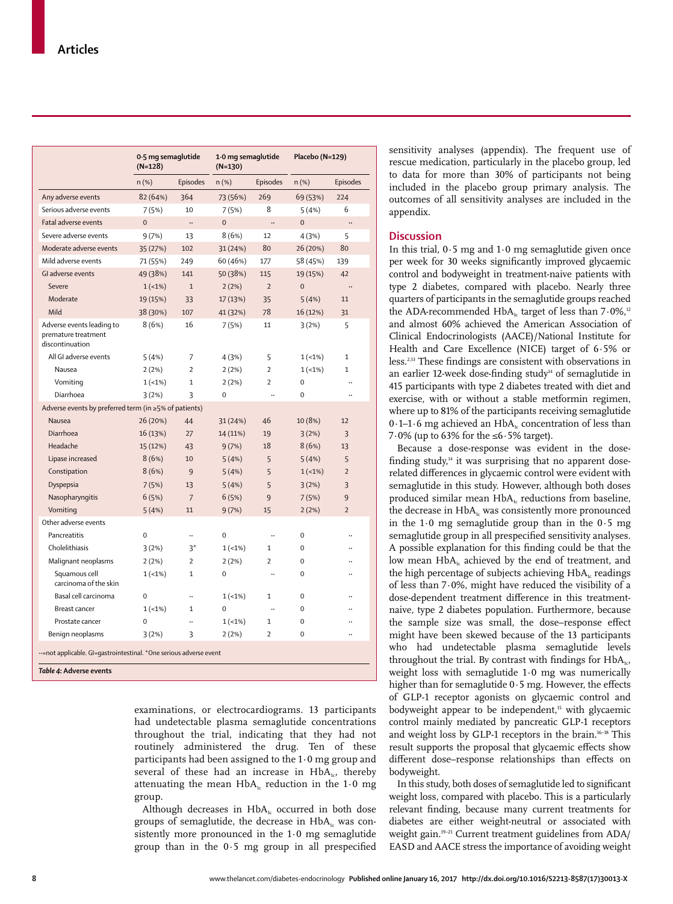| | 0·5 mg semaglutide (N=128) | | 1·0 mg semaglutide (N=130) | | Placebo (N=129) | |
|---|---|---|---|---|---|---|
| | n (%) | Episodes | n (%) | Episodes | n (%) | Episodes |
| Any adverse events | 82 (64%) | 364 | 73 (56%) | 269 | 69 (53%) | 224 |
| Serious adverse events | 7 (5%) | 10 | 7 (5%) | 8 | 5 (4%) | 6 |
| Fatal adverse events | 0 | .. | 0 | .. | 0 | .. |
| Severe adverse events | 9 (7%) | 13 | 8 (6%) | 12 | 4 (3%) | 5 |
| Moderate adverse events | 35 (27%) | 102 | 31 (24%) | 80 | 26 (20%) | 80 |
| Mild adverse events | 71 (55%) | 249 | 60 (46%) | 177 | 58 (45%) | 139 |
| GI adverse events | 49 (38%) | 141 | 50 (38%) | 115 | 19 (15%) | 42 |
| Severe | 1 (<1%) | 1 | 2 (2%) | 2 | 0 | .. |
| Moderate | 19 (15%) | 33 | 17 (13%) | 35 | 5 (4%) | 11 |
| Mild | 38 (30%) | 107 | 41 (32%) | 78 | 16 (12%) | 31 |
| Adverse events leading to premature treatment discontinuation | 8 (6%) | 16 | 7 (5%) | 11 | 3 (2%) | 5 |
| All GI adverse events | 5 (4%) | 7 | 4 (3%) | 5 | 1 (<1%) | 1 |
| Nausea | 2 (2%) | 2 | 2 (2%) | 2 | 1 (<1%) | 1 |
| Vomiting | 1 (<1%) | 1 | 2 (2%) | 2 | 0 | .. |
| Diarrhoea | 3 (2%) | 3 | 0 | .. | 0 | .. |
| Adverse events by preferred term (in ≥5% of patients) | | | | | | |
| Nausea | 26 (20%) | 44 | 31 (24%) | 46 | 10 (8%) | 12 |
| Diarrhoea | 16 (13%) | 27 | 14 (11%) | 19 | 3 (2%) | 3 |
| Headache | 15 (12%) | 43 | 9 (7%) | 18 | 8 (6%) | 13 |
| Lipase increased | 8 (6%) | 10 | 5 (4%) | 5 | 5 (4%) | 5 |
| Constipation | 8 (6%) | 9 | 5 (4%) | 5 | 1 (<1%) | 2 |
| Dyspepsia | 7 (5%) | 13 | 5 (4%) | 5 | 3 (2%) | 3 |
| Nasopharyngitis | 6 (5%) | 7 | 6 (5%) | 9 | 7 (5%) | 9 |
| Vomiting | 5 (4%) | 11 | 9 (7%) | 15 | 2 (2%) | 2 |
| Other adverse events | | | | | | |
| Pancreatitis | 0 | .. | 0 | .. | 0 | .. |
| Cholelithiasis | 3 (2%) | 3* | 1 (<1%) | 1 | 0 | .. |
| Malignant neoplasms | 2 (2%) | 2 | 2 (2%) | 2 | 0 | .. |
| Squamous cell carcinoma of the skin | 1 (<1%) | 1 | 0 | .. | 0 | .. |
| Basal cell carcinoma | 0 | .. | 1 (<1%) | 1 | 0 | .. |
| Breast cancer | 1 (<1%) | 1 | 0 | .. | 0 | .. |
| Prostate cancer | 0 | .. | 1 (<1%) | 1 | 0 | .. |
| Benign neoplasms | 3 (2%) | 3 | 2 (2%) | 2 | 0 | .. |

..=not applicable. GI=gastrointestinal. *One serious adverse event

*Table 4*: **Adverse events**

examinations, or electrocardiograms. 13 participants had undetectable plasma semaglutide concentrations throughout the trial, indicating that they had not routinely administered the drug. Ten of these participants had been assigned to the 1·0 mg group and several of these had an increase in $HbA_{1c}$, thereby attenuating the mean $HbA_{1c}$ reduction in the 1·0 mg group.

Although decreases in $HbA_{1c}$ occurred in both dose groups of semaglutide, the decrease in $HbA_{1c}$ was consistently more pronounced in the 1·0 mg semaglutide group than in the 0·5 mg group in all prespecified sensitivity analyses (appendix). The frequent use of rescue medication, particularly in the placebo group, led to data for more than 30% of participants not being included in the placebo group primary analysis. The outcomes of all sensitivity analyses are included in the appendix.

## Discussion

In this trial, 0·5 mg and 1·0 mg semaglutide given once per week for 30 weeks significantly improved glycaemic control and bodyweight in treatment-naive patients with type 2 diabetes, compared with placebo. Nearly three quarters of participants in the semaglutide groups reached the ADA-recommended $HbA_{1c}$ target of less than 7·0%,[12] and almost 60% achieved the American Association of Clinical Endocrinologists (AACE)/National Institute for Health and Care Excellence (NICE) target of 6·5% or less.[2,13] These findings are consistent with observations in an earlier 12-week dose-finding study[14] of semaglutide in 415 participants with type 2 diabetes treated with diet and exercise, with or without a stable metformin regimen, where up to 81% of the participants receiving semaglutide 0·1–1·6 mg achieved an $HbA_{1c}$ concentration of less than 7·0% (up to 63% for the ≤6·5% target).

Because a dose-response was evident in the dose-finding study,[14] it was surprising that no apparent dose-related differences in glycaemic control were evident with semaglutide in this study. However, although both doses produced similar mean $HbA_{1c}$ reductions from baseline, the decrease in $HbA_{1c}$ was consistently more pronounced in the 1·0 mg semaglutide group than in the 0·5 mg semaglutide group in all prespecified sensitivity analyses. A possible explanation for this finding could be that the low mean $HbA_{1c}$ achieved by the end of treatment, and the high percentage of subjects achieving $HbA_{1c}$ readings of less than 7·0%, might have reduced the visibility of a dose-dependent treatment difference in this treatment-naive, type 2 diabetes population. Furthermore, because the sample size was small, the dose–response effect might have been skewed because of the 13 participants who had undetectable plasma semaglutide levels throughout the trial. By contrast with findings for $HbA_{1c}$, weight loss with semaglutide 1·0 mg was numerically higher than for semaglutide 0·5 mg. However, the effects of GLP-1 receptor agonists on glycaemic control and bodyweight appear to be independent,[15] with glycaemic control mainly mediated by pancreatic GLP-1 receptors and weight loss by GLP-1 receptors in the brain.[16–18] This result supports the proposal that glycaemic effects show different dose–response relationships than effects on bodyweight.

In this study, both doses of semaglutide led to significant weight loss, compared with placebo. This is a particularly relevant finding, because many current treatments for diabetes are either weight-neutral or associated with weight gain.[19–21] Current treatment guidelines from ADA/EASD and AACE stress the importance of avoiding weight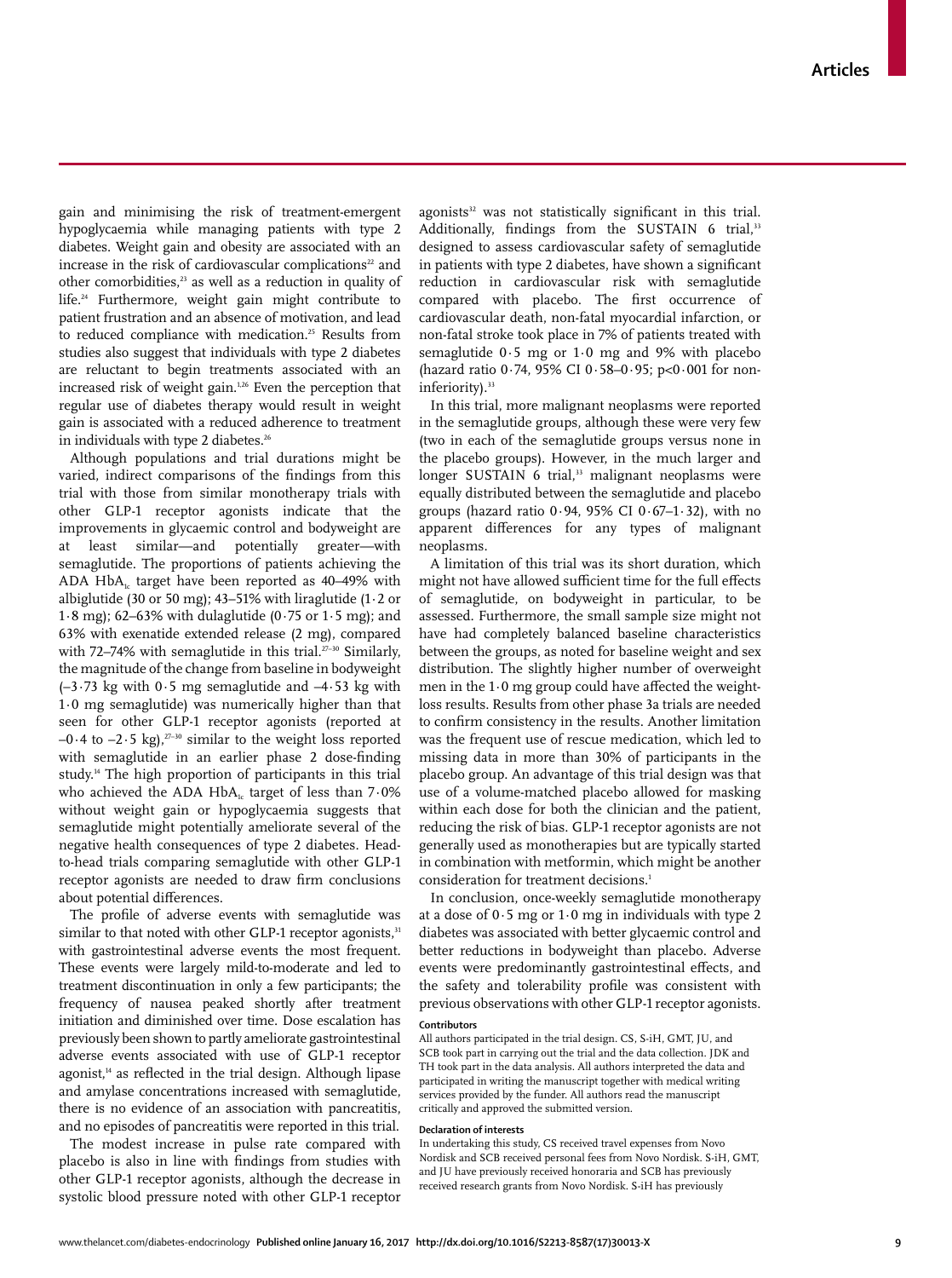gain and minimising the risk of treatment-emergent hypoglycaemia while managing patients with type 2 diabetes. Weight gain and obesity are associated with an increase in the risk of cardiovascular complications[22] and other comorbidities,[23] as well as a reduction in quality of life.[24] Furthermore, weight gain might contribute to patient frustration and an absence of motivation, and lead to reduced compliance with medication.[25] Results from studies also suggest that individuals with type 2 diabetes are reluctant to begin treatments associated with an increased risk of weight gain.[1,26] Even the perception that regular use of diabetes therapy would result in weight gain is associated with a reduced adherence to treatment in individuals with type 2 diabetes.[26]

Although populations and trial durations might be varied, indirect comparisons of the findings from this trial with those from similar monotherapy trials with other GLP-1 receptor agonists indicate that the improvements in glycaemic control and bodyweight are at least similar—and potentially greater—with semaglutide. The proportions of patients achieving the ADA $HbA_{1c}$ target have been reported as 40–49% with albiglutide (30 or 50 mg); 43–51% with liraglutide (1·2 or 1·8 mg); 62–63% with dulaglutide (0·75 or 1·5 mg); and 63% with exenatide extended release (2 mg), compared with 72–74% with semaglutide in this trial.[27–30] Similarly, the magnitude of the change from baseline in bodyweight (–3·73 kg with 0·5 mg semaglutide and –4·53 kg with 1·0 mg semaglutide) was numerically higher than that seen for other GLP-1 receptor agonists (reported at –0·4 to –2·5 kg),[27–30] similar to the weight loss reported with semaglutide in an earlier phase 2 dose-finding study.[14] The high proportion of participants in this trial who achieved the ADA $HbA_{1c}$ target of less than 7·0% without weight gain or hypoglycaemia suggests that semaglutide might potentially ameliorate several of the negative health consequences of type 2 diabetes. Head-to-head trials comparing semaglutide with other GLP-1 receptor agonists are needed to draw firm conclusions about potential differences.

The profile of adverse events with semaglutide was similar to that noted with other GLP-1 receptor agonists,[31] with gastrointestinal adverse events the most frequent. These events were largely mild-to-moderate and led to treatment discontinuation in only a few participants; the frequency of nausea peaked shortly after treatment initiation and diminished over time. Dose escalation has previously been shown to partly ameliorate gastrointestinal adverse events associated with use of GLP-1 receptor agonist,[14] as reflected in the trial design. Although lipase and amylase concentrations increased with semaglutide, there is no evidence of an association with pancreatitis, and no episodes of pancreatitis were reported in this trial.

The modest increase in pulse rate compared with placebo is also in line with findings from studies with other GLP-1 receptor agonists, although the decrease in systolic blood pressure noted with other GLP-1 receptor agonists[32] was not statistically significant in this trial. Additionally, findings from the SUSTAIN 6 trial,[33] designed to assess cardiovascular safety of semaglutide in patients with type 2 diabetes, have shown a significant reduction in cardiovascular risk with semaglutide compared with placebo. The first occurrence of cardiovascular death, non-fatal myocardial infarction, or non-fatal stroke took place in 7% of patients treated with semaglutide 0·5 mg or 1·0 mg and 9% with placebo (hazard ratio 0·74, 95% CI 0·58–0·95; $p<0·001$ for non-inferiority).[33]

In this trial, more malignant neoplasms were reported in the semaglutide groups, although these were very few (two in each of the semaglutide groups versus none in the placebo groups). However, in the much larger and longer SUSTAIN 6 trial,[33] malignant neoplasms were equally distributed between the semaglutide and placebo groups (hazard ratio 0·94, 95% CI 0·67–1·32), with no apparent differences for any types of malignant neoplasms.

A limitation of this trial was its short duration, which might not have allowed sufficient time for the full effects of semaglutide, on bodyweight in particular, to be assessed. Furthermore, the small sample size might not have had completely balanced baseline characteristics between the groups, as noted for baseline weight and sex distribution. The slightly higher number of overweight men in the 1·0 mg group could have affected the weight-loss results. Results from other phase 3a trials are needed to confirm consistency in the results. Another limitation was the frequent use of rescue medication, which led to missing data in more than 30% of participants in the placebo group. An advantage of this trial design was that use of a volume-matched placebo allowed for masking within each dose for both the clinician and the patient, reducing the risk of bias. GLP-1 receptor agonists are not generally used as monotherapies but are typically started in combination with metformin, which might be another consideration for treatment decisions.[1]

In conclusion, once-weekly semaglutide monotherapy at a dose of 0·5 mg or 1·0 mg in individuals with type 2 diabetes was associated with better glycaemic control and better reductions in bodyweight than placebo. Adverse events were predominantly gastrointestinal effects, and the safety and tolerability profile was consistent with previous observations with other GLP-1 receptor agonists.

#### Contributors

All authors participated in the trial design. CS, S-iH, GMT, JU, and SCB took part in carrying out the trial and the data collection. JDK and TH took part in the data analysis. All authors interpreted the data and participated in writing the manuscript together with medical writing services provided by the funder. All authors read the manuscript critically and approved the submitted version.

#### Declaration of interests

In undertaking this study, CS received travel expenses from Novo Nordisk and SCB received personal fees from Novo Nordisk. S-iH, GMT, and JU have previously received honoraria and SCB has previously received research grants from Novo Nordisk. S-iH has previously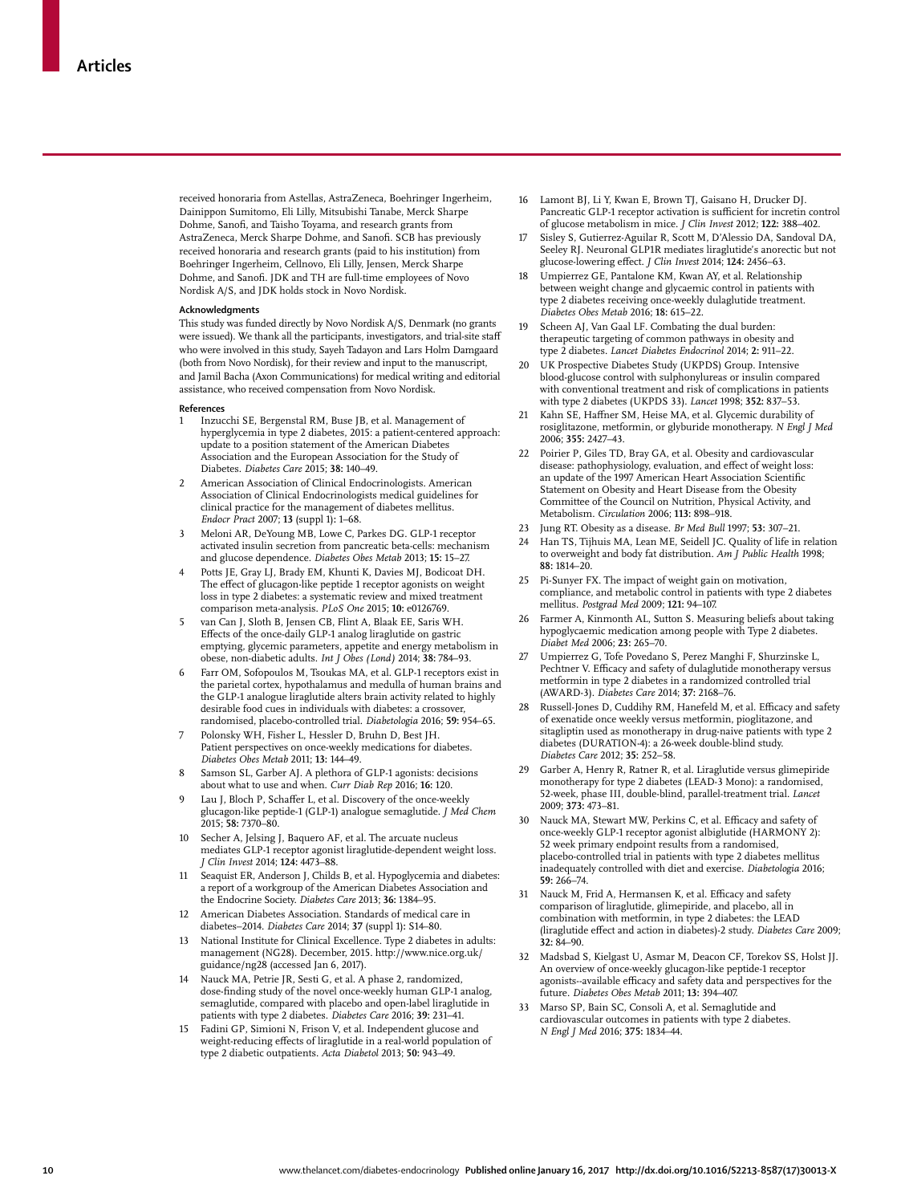received honoraria from Astellas, AstraZeneca, Boehringer Ingerheim, Dainippon Sumitomo, Eli Lilly, Mitsubishi Tanabe, Merck Sharpe Dohme, Sanofi, and Taisho Toyama, and research grants from AstraZeneca, Merck Sharpe Dohme, and Sanofi. SCB has previously received honoraria and research grants (paid to his institution) from Boehringer Ingerheim, Cellnovo, Eli Lilly, Jensen, Merck Sharpe Dohme, and Sanofi. JDK and TH are full-time employees of Novo Nordisk A/S, and JDK holds stock in Novo Nordisk.

#### Acknowledgments

This study was funded directly by Novo Nordisk A/S, Denmark (no grants were issued). We thank all the participants, investigators, and trial-site staff who were involved in this study, Sayeh Tadayon and Lars Holm Damgaard (both from Novo Nordisk), for their review and input to the manuscript, and Jamil Bacha (Axon Communications) for medical writing and editorial assistance, who received compensation from Novo Nordisk.

#### References

1. Inzucchi SE, Bergenstal RM, Buse JB, et al. Management of hyperglycemia in type 2 diabetes, 2015: a patient-centered approach: update to a position statement of the American Diabetes Association and the European Association for the Study of Diabetes. *Diabetes Care* 2015; **38:** 140–49.
2. American Association of Clinical Endocrinologists. American Association of Clinical Endocrinologists medical guidelines for clinical practice for the management of diabetes mellitus. *Endocr Pract* 2007; **13** (suppl 1)**:** 1–68.
3. Meloni AR, DeYoung MB, Lowe C, Parkes DG. GLP-1 receptor activated insulin secretion from pancreatic beta-cells: mechanism and glucose dependence. *Diabetes Obes Metab* 2013; **15:** 15–27.
4. Potts JE, Gray LJ, Brady EM, Khunti K, Davies MJ, Bodicoat DH. The effect of glucagon-like peptide 1 receptor agonists on weight loss in type 2 diabetes: a systematic review and mixed treatment comparison meta-analysis. *PLoS One* 2015; **10:** e0126769.
5. van Can J, Sloth B, Jensen CB, Flint A, Blaak EE, Saris WH. Effects of the once-daily GLP-1 analog liraglutide on gastric emptying, glycemic parameters, appetite and energy metabolism in obese, non-diabetic adults. *Int J Obes (Lond)* 2014; **38:** 784–93.
6. Farr OM, Sofopoulos M, Tsoukas MA, et al. GLP-1 receptors exist in the parietal cortex, hypothalamus and medulla of human brains and the GLP-1 analogue liraglutide alters brain activity related to highly desirable food cues in individuals with diabetes: a crossover, randomised, placebo-controlled trial. *Diabetologia* 2016; **59:** 954–65.
7. Polonsky WH, Fisher L, Hessler D, Bruhn D, Best JH. Patient perspectives on once-weekly medications for diabetes. *Diabetes Obes Metab* 2011; **13:** 144–49.
8. Samson SL, Garber AJ. A plethora of GLP-1 agonists: decisions about what to use and when. *Curr Diab Rep* 2016; **16:** 120.
9. Lau J, Bloch P, Schaffer L, et al. Discovery of the once-weekly glucagon-like peptide-1 (GLP-1) analogue semaglutide. *J Med Chem* 2015; **58:** 7370–80.
10. Secher A, Jelsing J, Baquero AF, et al. The arcuate nucleus mediates GLP-1 receptor agonist liraglutide-dependent weight loss. *J Clin Invest* 2014; **124:** 4473–88.
11. Seaquist ER, Anderson J, Childs B, et al. Hypoglycemia and diabetes: a report of a workgroup of the American Diabetes Association and the Endocrine Society. *Diabetes Care* 2013; **36:** 1384–95.
12. American Diabetes Association. Standards of medical care in diabetes–2014. *Diabetes Care* 2014; **37** (suppl 1)**:** S14–80.
13. National Institute for Clinical Excellence. Type 2 diabetes in adults: management (NG28). December, 2015. http://www.nice.org.uk/guidance/ng28 (accessed Jan 6, 2017).
14. Nauck MA, Petrie JR, Sesti G, et al. A phase 2, randomized, dose-finding study of the novel once-weekly human GLP-1 analog, semaglutide, compared with placebo and open-label liraglutide in patients with type 2 diabetes. *Diabetes Care* 2016; **39:** 231–41.
15. Fadini GP, Simioni N, Frison V, et al. Independent glucose and weight-reducing effects of liraglutide in a real-world population of type 2 diabetic outpatients. *Acta Diabetol* 2013; **50:** 943–49.
16. Lamont BJ, Li Y, Kwan E, Brown TJ, Gaisano H, Drucker DJ. Pancreatic GLP-1 receptor activation is sufficient for incretin control of glucose metabolism in mice. *J Clin Invest* 2012; **122:** 388–402.
17. Sisley S, Gutierrez-Aguilar R, Scott M, D'Alessio DA, Sandoval DA, Seeley RJ. Neuronal GLP1R mediates liraglutide's anorectic but not glucose-lowering effect. *J Clin Invest* 2014; **124:** 2456–63.
18. Umpierrez GE, Pantalone KM, Kwan AY, et al. Relationship between weight change and glycaemic control in patients with type 2 diabetes receiving once-weekly dulaglutide treatment. *Diabetes Obes Metab* 2016; **18:** 615–22.
19. Scheen AJ, Van Gaal LF. Combating the dual burden: therapeutic targeting of common pathways in obesity and type 2 diabetes. *Lancet Diabetes Endocrinol* 2014; **2:** 911–22.
20. UK Prospective Diabetes Study (UKPDS) Group. Intensive blood-glucose control with sulphonylureas or insulin compared with conventional treatment and risk of complications in patients with type 2 diabetes (UKPDS 33). *Lancet* 1998; **352:** 837–53.
21. Kahn SE, Haffner SM, Heise MA, et al. Glycemic durability of rosiglitazone, metformin, or glyburide monotherapy. *N Engl J Med* 2006; **355:** 2427–43.
22. Poirier P, Giles TD, Bray GA, et al. Obesity and cardiovascular disease: pathophysiology, evaluation, and effect of weight loss: an update of the 1997 American Heart Association Scientific Statement on Obesity and Heart Disease from the Obesity Committee of the Council on Nutrition, Physical Activity, and Metabolism. *Circulation* 2006; **113:** 898–918.
23. Jung RT. Obesity as a disease. *Br Med Bull* 1997; **53:** 307–21.
24. Han TS, Tijhuis MA, Lean ME, Seidell JC. Quality of life in relation to overweight and body fat distribution. *Am J Public Health* 1998; **88:** 1814–20.
25. Pi-Sunyer FX. The impact of weight gain on motivation, compliance, and metabolic control in patients with type 2 diabetes mellitus. *Postgrad Med* 2009; **121:** 94–107.
26. Farmer A, Kinmonth AL, Sutton S. Measuring beliefs about taking hypoglycaemic medication among people with Type 2 diabetes. *Diabet Med* 2006; **23:** 265–70.
27. Umpierrez G, Tofe Povedano S, Perez Manghi F, Shurzinske L, Pechtner V. Efficacy and safety of dulaglutide monotherapy versus metformin in type 2 diabetes in a randomized controlled trial (AWARD-3). *Diabetes Care* 2014; **37:** 2168–76.
28. Russell-Jones D, Cuddihy RM, Hanefeld M, et al. Efficacy and safety of exenatide once weekly versus metformin, pioglitazone, and sitagliptin used as monotherapy in drug-naive patients with type 2 diabetes (DURATION-4): a 26-week double-blind study. *Diabetes Care* 2012; **35:** 252–58.
29. Garber A, Henry R, Ratner R, et al. Liraglutide versus glimepiride monotherapy for type 2 diabetes (LEAD-3 Mono): a randomised, 52-week, phase III, double-blind, parallel-treatment trial. *Lancet* 2009; **373:** 473–81.
30. Nauck MA, Stewart MW, Perkins C, et al. Efficacy and safety of once-weekly GLP-1 receptor agonist albiglutide (HARMONY 2): 52 week primary endpoint results from a randomised, placebo-controlled trial in patients with type 2 diabetes mellitus inadequately controlled with diet and exercise. *Diabetologia* 2016; **59:** 266–74.
31. Nauck M, Frid A, Hermansen K, et al. Efficacy and safety comparison of liraglutide, glimepiride, and placebo, all in combination with metformin, in type 2 diabetes: the LEAD (liraglutide effect and action in diabetes)-2 study. *Diabetes Care* 2009; **32:** 84–90.
32. Madsbad S, Kielgast U, Asmar M, Deacon CF, Torekov SS, Holst JJ. An overview of once-weekly glucagon-like peptide-1 receptor agonists--available efficacy and safety data and perspectives for the future. *Diabetes Obes Metab* 2011; **13:** 394–407.
33. Marso SP, Bain SC, Consoli A, et al. Semaglutide and cardiovascular outcomes in patients with type 2 diabetes. *N Engl J Med* 2016; **375:** 1834–44.